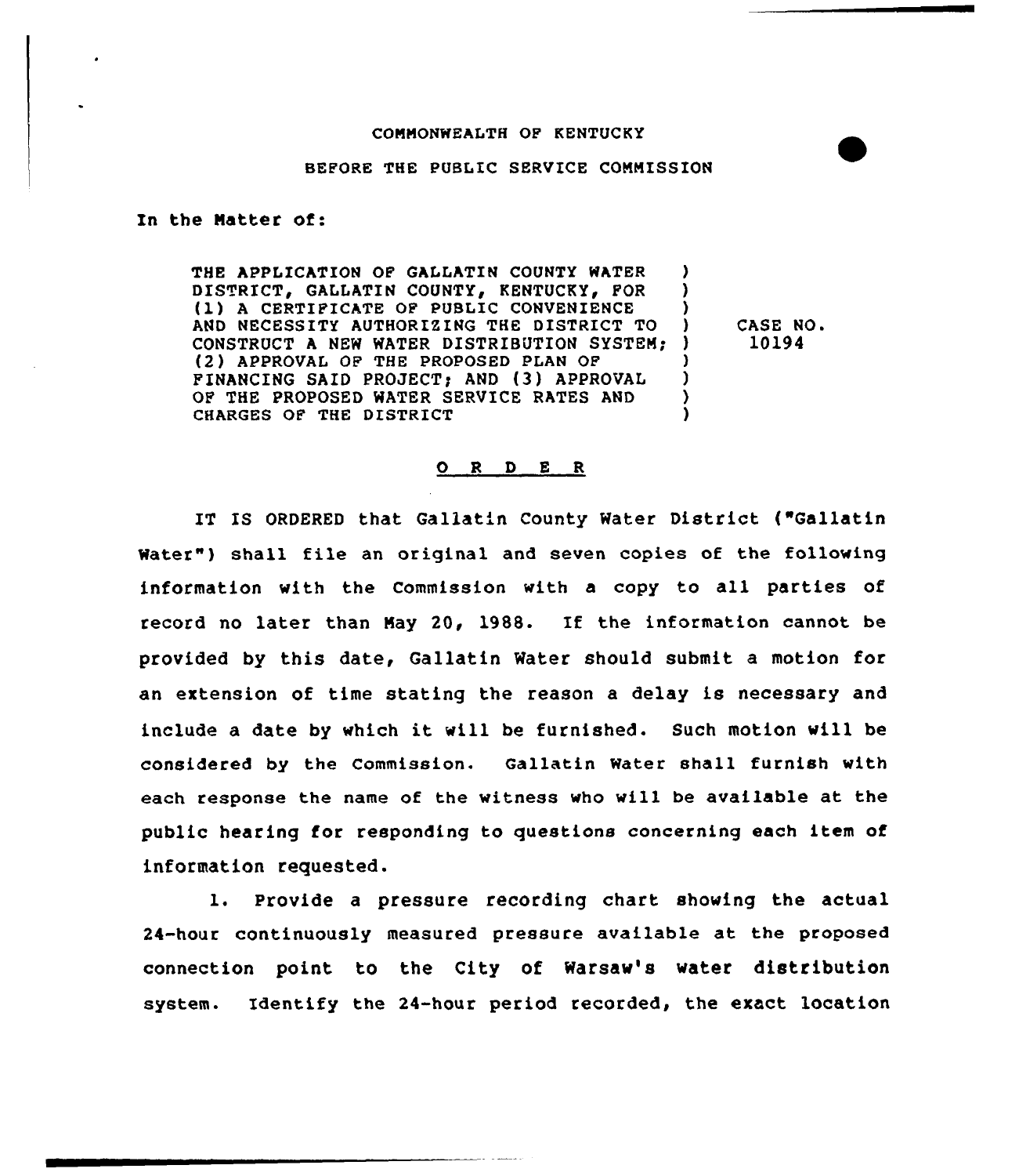COMMONWEALTH OF KENTUCKY

BEFORE THE PUBLIC SERVICE COMMISSION

In the Matter of:

| | | |
|---|---|---|
| THE APPLICATION OF GALLATIN COUNTY WATER DISTRICT, GALLATIN COUNTY, KENTUCKY, FOR (1) A CERTIFICATE OF PUBLIC CONVENIENCE AND NECESSITY AUTHORIZING THE DISTRICT TO CONSTRUCT A NEW WATER DISTRIBUTION SYSTEM; (2) APPROVAL OF THE PROPOSED PLAN OF FINANCING SAID PROJECT; AND (3) APPROVAL OF THE PROPOSED WATER SERVICE RATES AND CHARGES OF THE DISTRICT | ) | CASE NO. 10194 |

## O R D E R

IT IS ORDERED that Gallatin County Water District ("Gallatin Water") shall file an original and seven copies of the following information with the Commission with a copy to all parties of record no later than May 20, 1988. If the information cannot be provided by this date, Gallatin Water should submit a motion for an extension of time stating the reason a delay is necessary and include a date by which it will be furnished. Such motion will be considered by the Commission. Gallatin Water shall furnish with each response the name of the witness who will be available at the public hearing for responding to questions concerning each item of information requested.

1. Provide a pressure recording chart showing the actual 24-hour continuously measured pressure available at the proposed connection point to the City of Warsaw's water distribution system. Identify the 24-hour period recorded, the exact location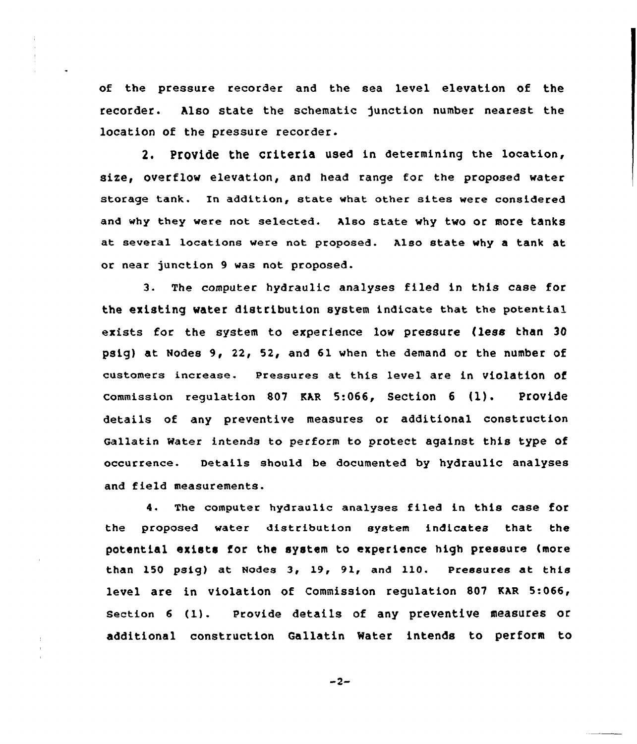of the pressure recorder and the sea level elevation of the recorder. Also state the schematic junction number nearest the location of the pressure recorder.

2. Provide the criteria used in determining the location, size, overflow elevation, and head range for the proposed water storage tank. In addition, state what other sites were considered and why they were not selected. Also state why two or more tanks at several locations were not proposed. Also state why a tank at or near junction 9 was not proposed.

3. The computer hydraulic analyses filed in this case for the existing water distribution system indicate that the potential exists for the system to experience low pressure (less than 30 psig) at Nodes 9, 22, 52, and 61 when the demand or the number of customers increase. Pressures at this level are in violation of Commission regulation 807 KAR 5:066, Section 6 (1). Provide details of any preventive measures or additional construction Gallatin Water intends to perform to protect against this type of occurrence. Details should be documented by hydraulic analyses and field measurements.

4. The computer hydraulic analyses filed in this case for the proposed water distribution system indicates that the potential exists for the system to experience high pressure (more than 150 psig) at Nodes 3, 19, 91, and 110. Pressures at this level are in violation of Commission regulation 807 KAR 5:066, Section 6 (1). Provide details of any preventive measures or additional construction Gallatin Water intends to perform to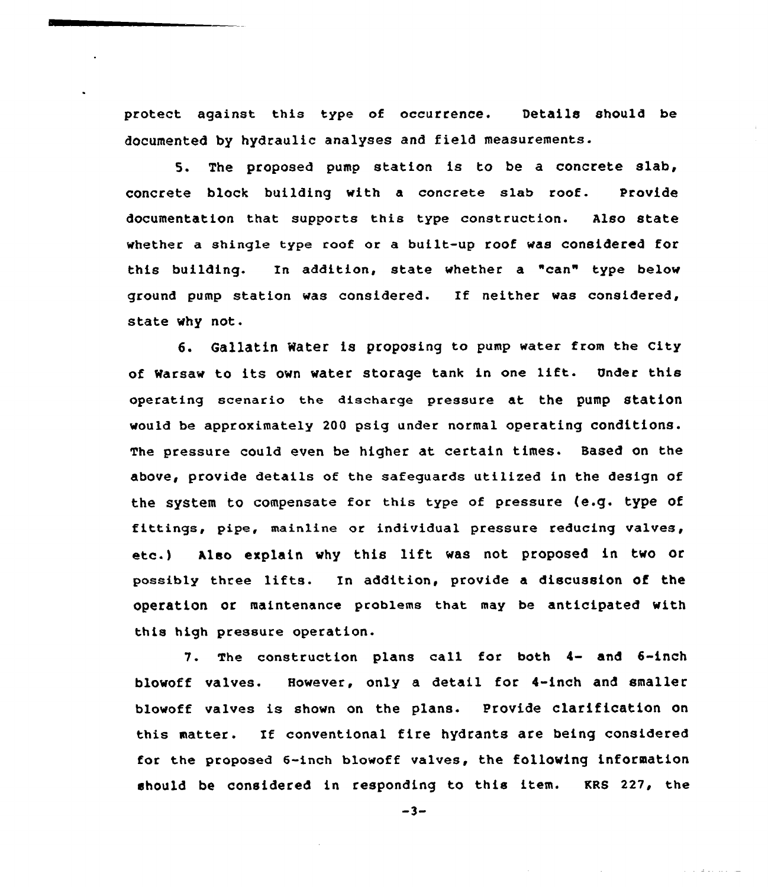protect against this type of occurrence. Details should be documented by hydraulic analyses and field measurements.

5. The proposed pump station is to be a concrete slab, concrete block building with a concrete slab roof. Provide documentation that supports this type construction. Also state whether a shingle type roof or a built-up roof was considered for this building. In addition, state whether a "can" type below ground pump station was considered. If neither was considered, state why not.

6. Gallatin Water is proposing to pump water from the City of Warsaw to its own water storage tank in one lift. Under this operating scenario the discharge pressure at the pump station would be approximately 200 psig under normal operating conditions. The pressure could even be higher at certain times. Based on the above, provide details of the safeguards utilized in the design of the system to compensate for this type of pressure (e.g. type of fittings, pipe, mainline or individual pressure reducing valves, etc.) Also explain why this lift was not proposed in two or possibly three lifts. In addition, provide a discussion of the operation or maintenance problems that may be anticipated with this high pressure operation.

7. The construction plans call for both 4- and 6-inch blowoff valves. However, only a detail for 4-inch and smaller blowoff valves is shown on the plans. Provide clarification on this matter. If conventional fire hydrants are being considered for the proposed 6-inch blowoff valves, the following information should be considered in responding to this item. KRS 227, the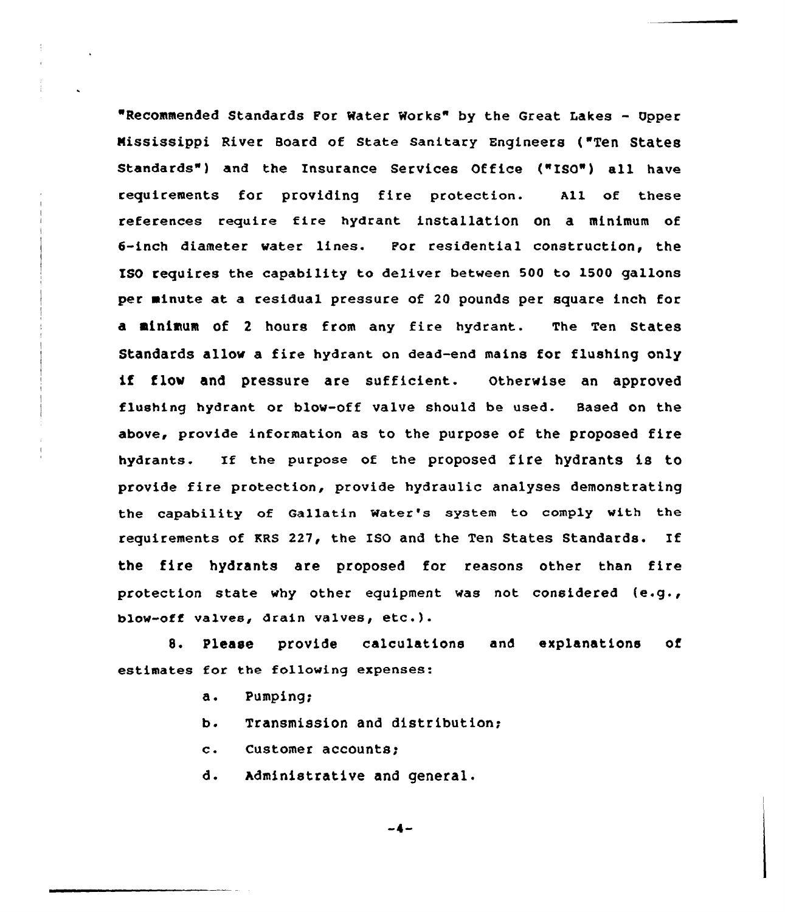"Recommended Standards For Water Works" by the Great Lakes - Upper Mississippi River Board of State Sanitary Engineers ("Ten States Standards") and the Insurance Services Office ("ISO") all have requirements for providing fire protection. All of these references require fire hydrant installation on a minimum of 6-inch diameter water lines. For residential construction, the ISO requires the capability to deliver between 500 to 1500 gallons per minute at a residual pressure of 20 pounds per square inch for a minimum of 2 hours from any fire hydrant. The Ten States Standards allow a fire hydrant on dead-end mains for flushing only if flow and pressure are sufficient. Otherwise an approved flushing hydrant or blow-off valve should be used. Based on the above, provide information as to the purpose of the proposed fire hydrants. If the purpose of the proposed fire hydrants is to provide fire protection, provide hydraulic analyses demonstrating the capability of Gallatin Water's system to comply with the requirements of KRS 227, the ISO and the Ten States Standards. If the fire hydrants are proposed for reasons other than fire protection state why other equipment was not considered (e.g., blow-off valves, drain valves, etc.).

8. Please provide calculations and explanations of estimates for the following expenses:

   a. Pumping;

   b. Transmission and distribution;

   c. Customer accounts;

   d. Administrative and general.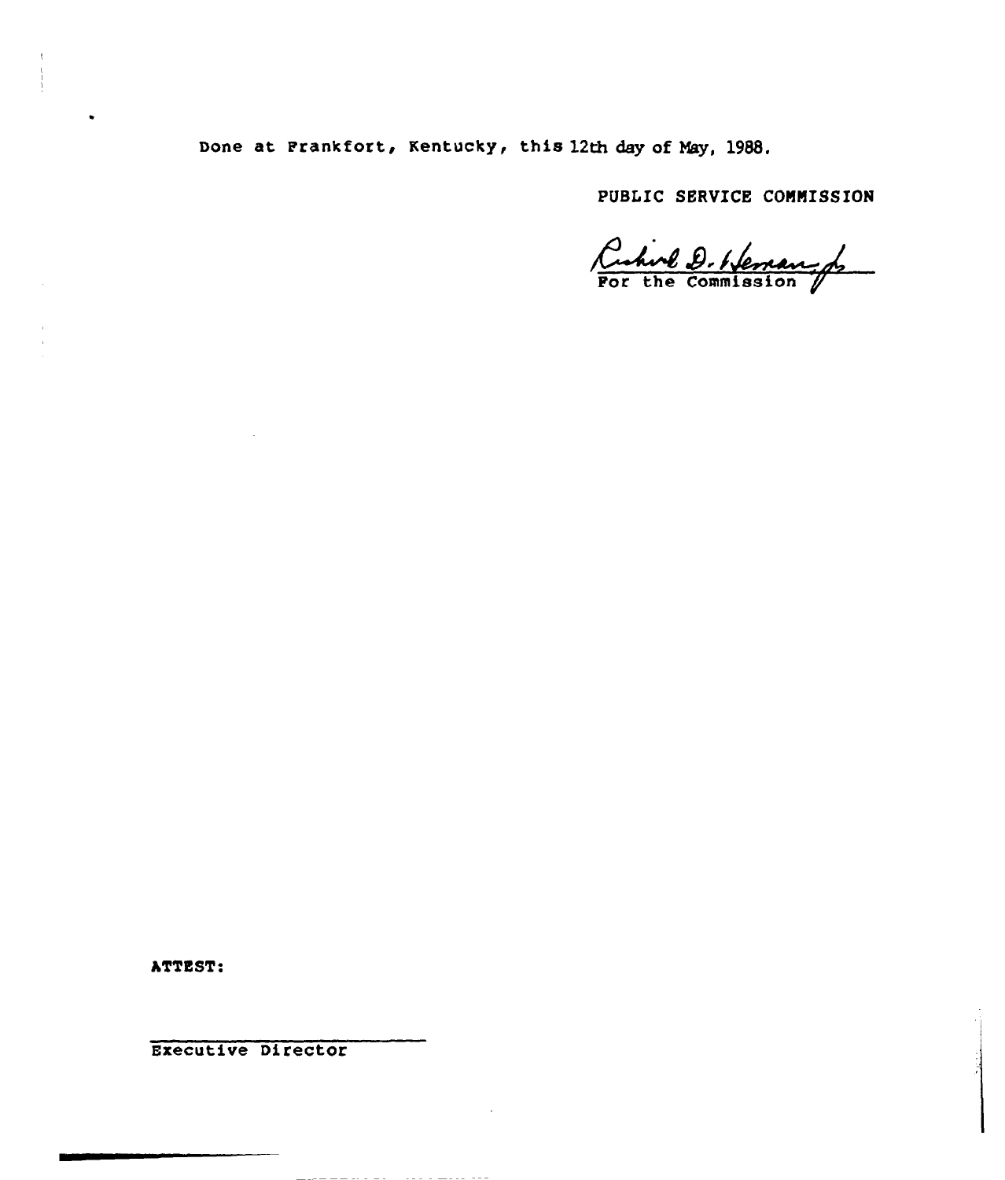Done at Frankfort, Kentucky, this 12th day of May, 1988.

PUBLIC SERVICE COMMISSION

Richard D. Heman, Jr.
For the Commission

ATTEST:

Executive Director